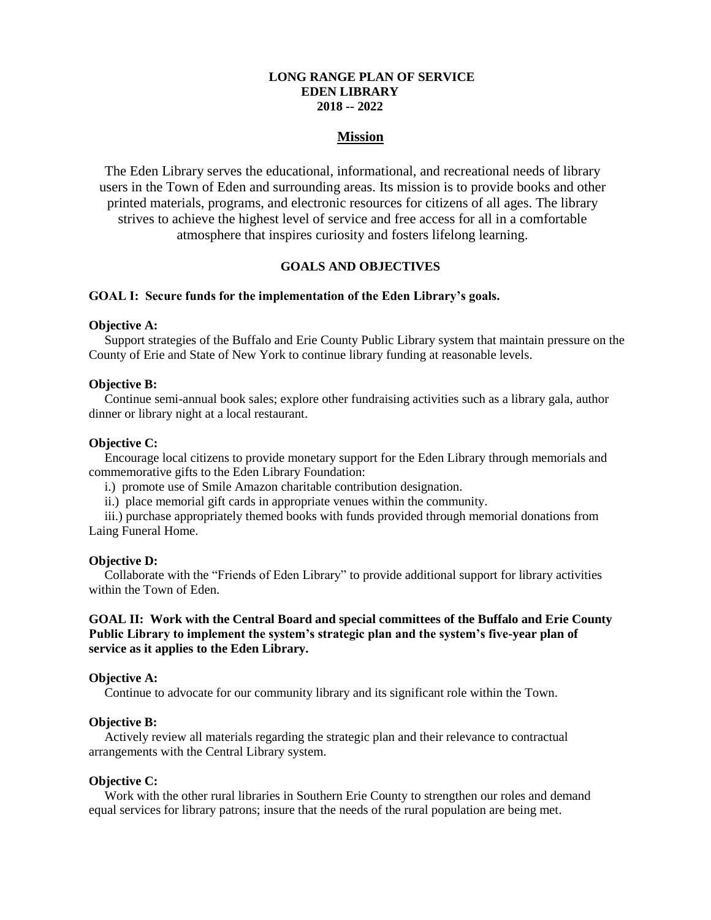# LONG RANGE PLAN OF SERVICE
# EDEN LIBRARY
# 2018 -- 2022

## Mission

The Eden Library serves the educational, informational, and recreational needs of library users in the Town of Eden and surrounding areas. Its mission is to provide books and other printed materials, programs, and electronic resources for citizens of all ages. The library strives to achieve the highest level of service and free access for all in a comfortable atmosphere that inspires curiosity and fosters lifelong learning.

## GOALS AND OBJECTIVES

### GOAL I: Secure funds for the implementation of the Eden Library's goals.

**Objective A:**

Support strategies of the Buffalo and Erie County Public Library system that maintain pressure on the County of Erie and State of New York to continue library funding at reasonable levels.

**Objective B:**

Continue semi-annual book sales; explore other fundraising activities such as a library gala, author dinner or library night at a local restaurant.

**Objective C:**

Encourage local citizens to provide monetary support for the Eden Library through memorials and commemorative gifts to the Eden Library Foundation:

i.) promote use of Smile Amazon charitable contribution designation.

ii.) place memorial gift cards in appropriate venues within the community.

iii.) purchase appropriately themed books with funds provided through memorial donations from Laing Funeral Home.

**Objective D:**

Collaborate with the "Friends of Eden Library" to provide additional support for library activities within the Town of Eden.

### GOAL II: Work with the Central Board and special committees of the Buffalo and Erie County Public Library to implement the system's strategic plan and the system's five-year plan of service as it applies to the Eden Library.

**Objective A:**

Continue to advocate for our community library and its significant role within the Town.

**Objective B:**

Actively review all materials regarding the strategic plan and their relevance to contractual arrangements with the Central Library system.

**Objective C:**

Work with the other rural libraries in Southern Erie County to strengthen our roles and demand equal services for library patrons; insure that the needs of the rural population are being met.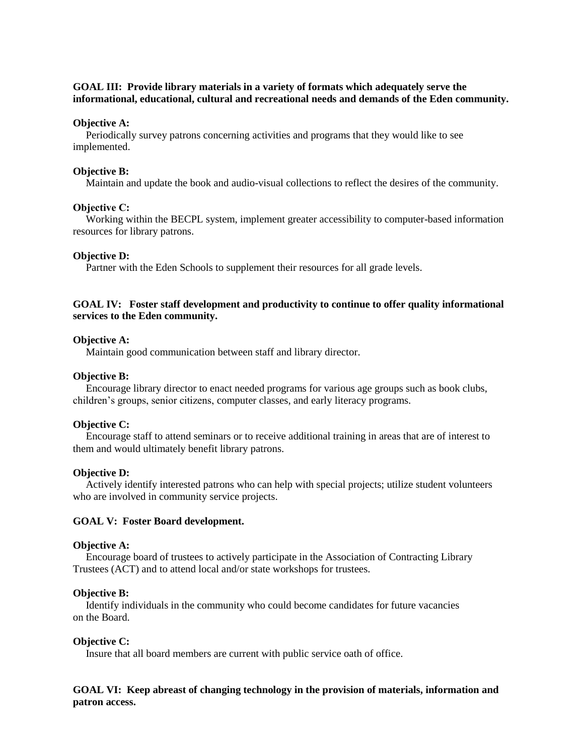**GOAL III: Provide library materials in a variety of formats which adequately serve the informational, educational, cultural and recreational needs and demands of the Eden community.**

**Objective A:**

Periodically survey patrons concerning activities and programs that they would like to see implemented.

**Objective B:**

Maintain and update the book and audio-visual collections to reflect the desires of the community.

**Objective C:**

Working within the BECPL system, implement greater accessibility to computer-based information resources for library patrons.

**Objective D:**

Partner with the Eden Schools to supplement their resources for all grade levels.

**GOAL IV: Foster staff development and productivity to continue to offer quality informational services to the Eden community.**

**Objective A:**

Maintain good communication between staff and library director.

**Objective B:**

Encourage library director to enact needed programs for various age groups such as book clubs, children's groups, senior citizens, computer classes, and early literacy programs.

**Objective C:**

Encourage staff to attend seminars or to receive additional training in areas that are of interest to them and would ultimately benefit library patrons.

**Objective D:**

Actively identify interested patrons who can help with special projects; utilize student volunteers who are involved in community service projects.

**GOAL V: Foster Board development.**

**Objective A:**

Encourage board of trustees to actively participate in the Association of Contracting Library Trustees (ACT) and to attend local and/or state workshops for trustees.

**Objective B:**

Identify individuals in the community who could become candidates for future vacancies on the Board.

**Objective C:**

Insure that all board members are current with public service oath of office.

**GOAL VI: Keep abreast of changing technology in the provision of materials, information and patron access.**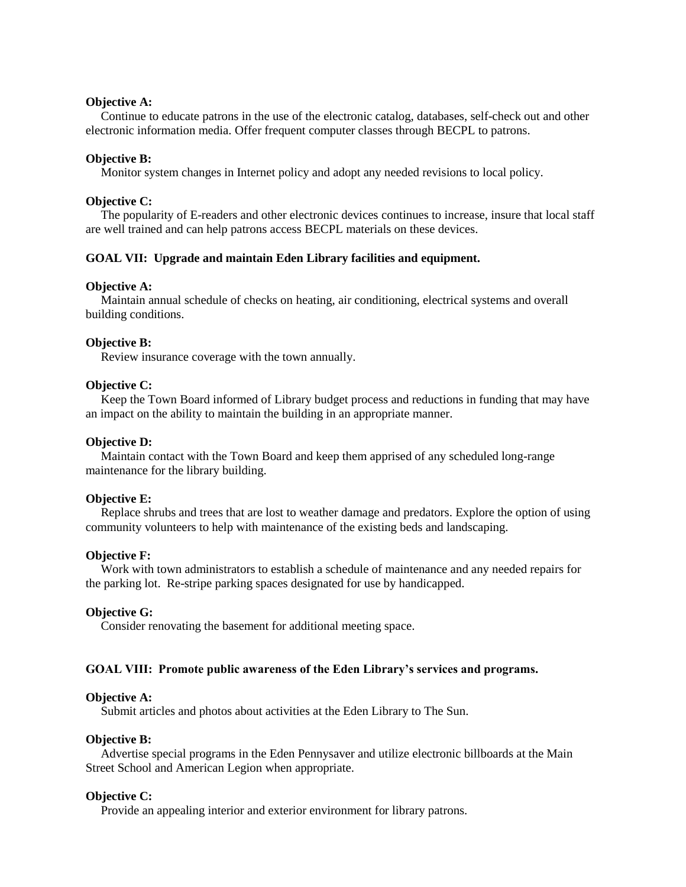**Objective A:**
Continue to educate patrons in the use of the electronic catalog, databases, self-check out and other electronic information media. Offer frequent computer classes through BECPL to patrons.

**Objective B:**
Monitor system changes in Internet policy and adopt any needed revisions to local policy.

**Objective C:**
The popularity of E-readers and other electronic devices continues to increase, insure that local staff are well trained and can help patrons access BECPL materials on these devices.

**GOAL VII: Upgrade and maintain Eden Library facilities and equipment.**

**Objective A:**
Maintain annual schedule of checks on heating, air conditioning, electrical systems and overall building conditions.

**Objective B:**
Review insurance coverage with the town annually.

**Objective C:**
Keep the Town Board informed of Library budget process and reductions in funding that may have an impact on the ability to maintain the building in an appropriate manner.

**Objective D:**
Maintain contact with the Town Board and keep them apprised of any scheduled long-range maintenance for the library building.

**Objective E:**
Replace shrubs and trees that are lost to weather damage and predators. Explore the option of using community volunteers to help with maintenance of the existing beds and landscaping.

**Objective F:**
Work with town administrators to establish a schedule of maintenance and any needed repairs for the parking lot. Re-stripe parking spaces designated for use by handicapped.

**Objective G:**
Consider renovating the basement for additional meeting space.

**GOAL VIII: Promote public awareness of the Eden Library's services and programs.**

**Objective A:**
Submit articles and photos about activities at the Eden Library to The Sun.

**Objective B:**
Advertise special programs in the Eden Pennysaver and utilize electronic billboards at the Main Street School and American Legion when appropriate.

**Objective C:**
Provide an appealing interior and exterior environment for library patrons.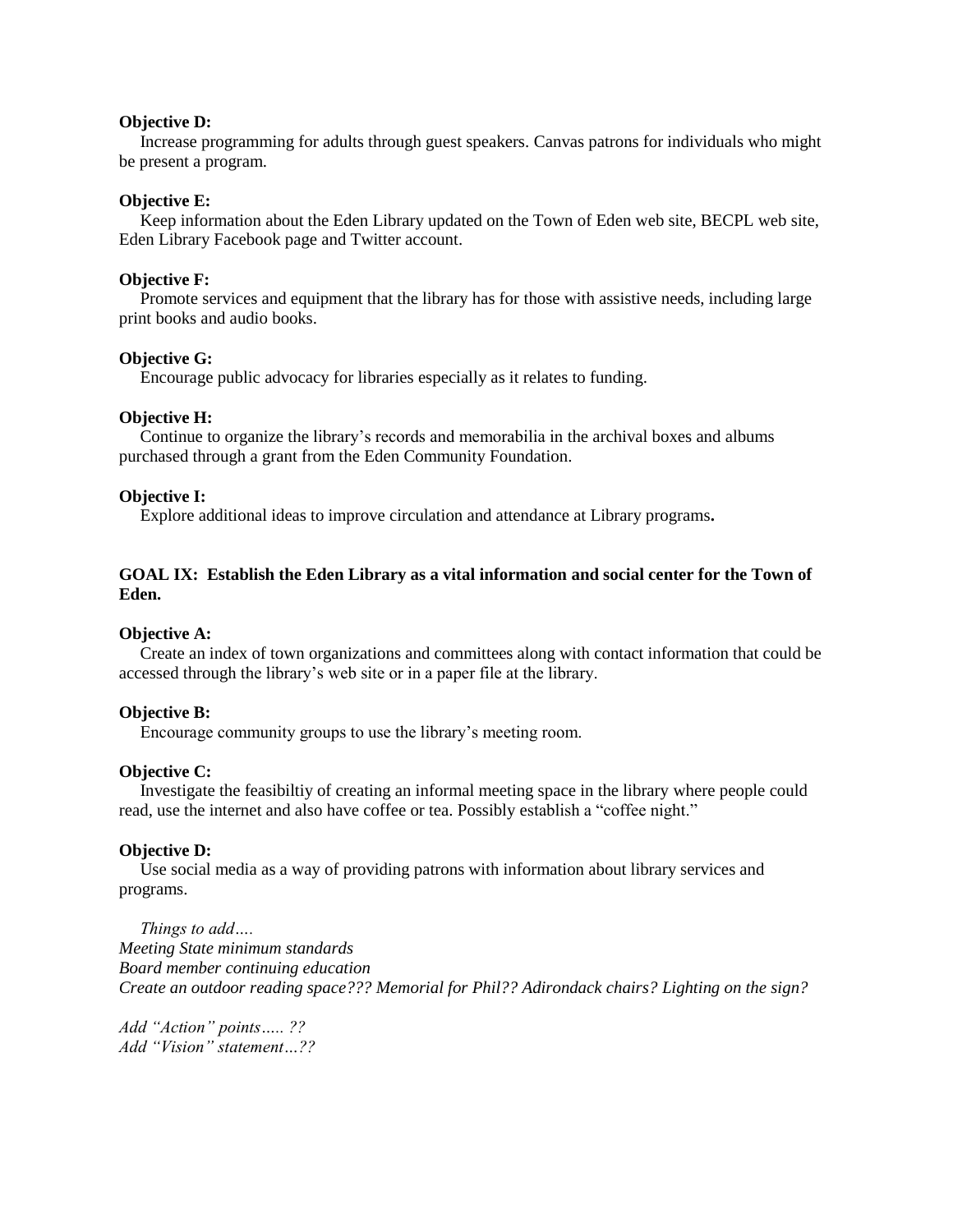**Objective D:**

Increase programming for adults through guest speakers. Canvas patrons for individuals who might be present a program.

**Objective E:**

Keep information about the Eden Library updated on the Town of Eden web site, BECPL web site, Eden Library Facebook page and Twitter account.

**Objective F:**

Promote services and equipment that the library has for those with assistive needs, including large print books and audio books.

**Objective G:**

Encourage public advocacy for libraries especially as it relates to funding.

**Objective H:**

Continue to organize the library's records and memorabilia in the archival boxes and albums purchased through a grant from the Eden Community Foundation.

**Objective I:**

Explore additional ideas to improve circulation and attendance at Library programs**.**

**GOAL IX: Establish the Eden Library as a vital information and social center for the Town of Eden.**

**Objective A:**

Create an index of town organizations and committees along with contact information that could be accessed through the library's web site or in a paper file at the library.

**Objective B:**

Encourage community groups to use the library's meeting room.

**Objective C:**

Investigate the feasibiltiy of creating an informal meeting space in the library where people could read, use the internet and also have coffee or tea. Possibly establish a "coffee night."

**Objective D:**

Use social media as a way of providing patrons with information about library services and programs.

*Things to add….*
*Meeting State minimum standards*
*Board member continuing education*
*Create an outdoor reading space??? Memorial for Phil?? Adirondack chairs? Lighting on the sign?*

*Add "Action" points….. ??*
*Add "Vision" statement…??*